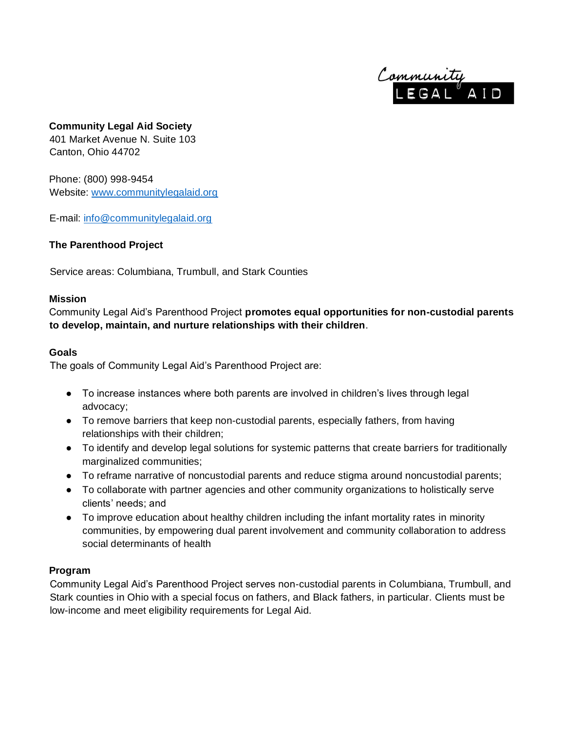Community LEGAL AID

**Community Legal Aid Society**
401 Market Avenue N. Suite 103
Canton, Ohio 44702

Phone: (800) 998-9454
Website: www.communitylegalaid.org

E-mail: info@communitylegalaid.org

**The Parenthood Project**

Service areas: Columbiana, Trumbull, and Stark Counties

**Mission**

Community Legal Aid's Parenthood Project **promotes equal opportunities for non-custodial parents to develop, maintain, and nurture relationships with their children**.

**Goals**

The goals of Community Legal Aid's Parenthood Project are:

- To increase instances where both parents are involved in children's lives through legal advocacy;
- To remove barriers that keep non-custodial parents, especially fathers, from having relationships with their children;
- To identify and develop legal solutions for systemic patterns that create barriers for traditionally marginalized communities;
- To reframe narrative of noncustodial parents and reduce stigma around noncustodial parents;
- To collaborate with partner agencies and other community organizations to holistically serve clients' needs; and
- To improve education about healthy children including the infant mortality rates in minority communities, by empowering dual parent involvement and community collaboration to address social determinants of health

**Program**

Community Legal Aid's Parenthood Project serves non-custodial parents in Columbiana, Trumbull, and Stark counties in Ohio with a special focus on fathers, and Black fathers, in particular. Clients must be low-income and meet eligibility requirements for Legal Aid.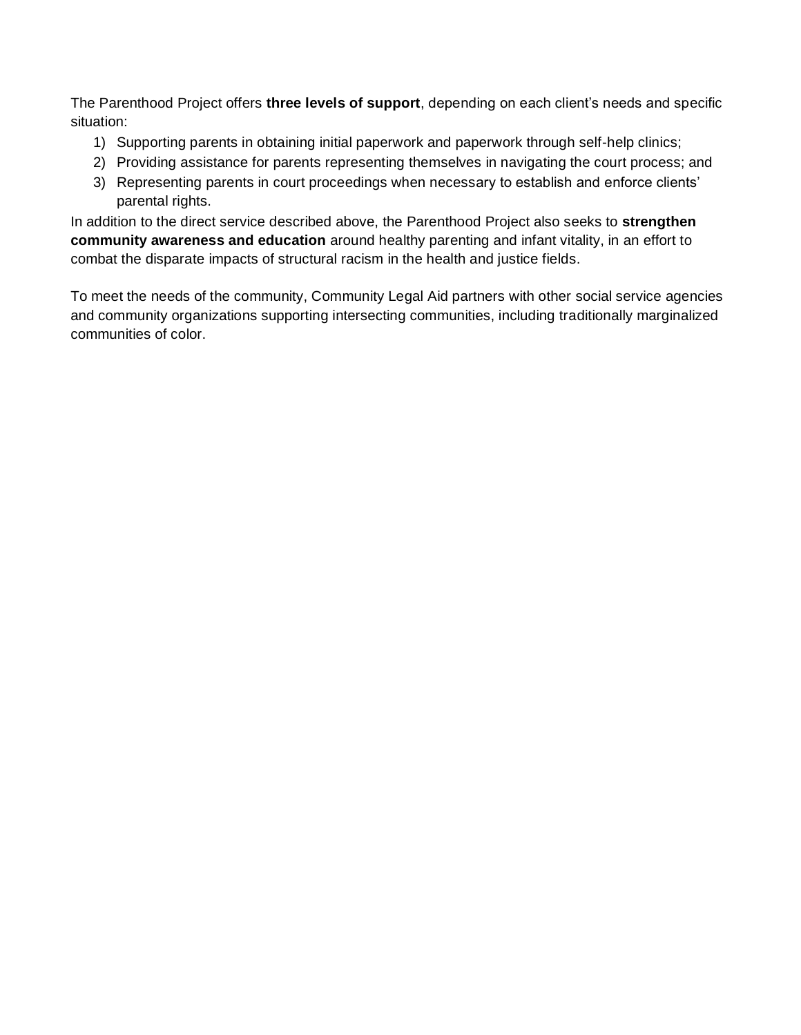The Parenthood Project offers **three levels of support**, depending on each client's needs and specific situation:

1) Supporting parents in obtaining initial paperwork and paperwork through self-help clinics;
2) Providing assistance for parents representing themselves in navigating the court process; and
3) Representing parents in court proceedings when necessary to establish and enforce clients' parental rights.

In addition to the direct service described above, the Parenthood Project also seeks to **strengthen community awareness and education** around healthy parenting and infant vitality, in an effort to combat the disparate impacts of structural racism in the health and justice fields.

To meet the needs of the community, Community Legal Aid partners with other social service agencies and community organizations supporting intersecting communities, including traditionally marginalized communities of color.